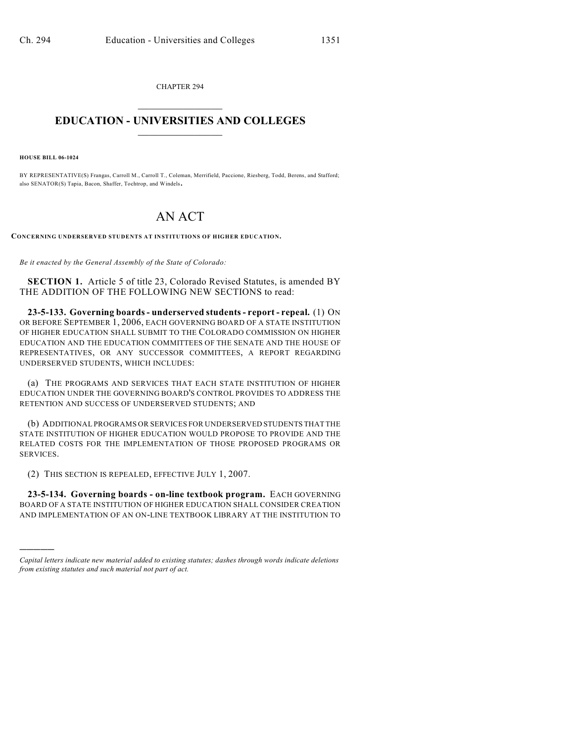CHAPTER 294

# EDUCATION - UNIVERSITIES AND COLLEGES

**HOUSE BILL 06-1024**

BY REPRESENTATIVE(S) Frangas, Carroll M., Carroll T., Coleman, Merrifield, Paccione, Riesberg, Todd, Berens, and Stafford; also SENATOR(S) Tapia, Bacon, Shaffer, Tochtrop, and Windels.

# AN ACT

**CONCERNING UNDERSERVED STUDENTS AT INSTITUTIONS OF HIGHER EDUCATION.**

*Be it enacted by the General Assembly of the State of Colorado:*

**SECTION 1.** Article 5 of title 23, Colorado Revised Statutes, is amended BY THE ADDITION OF THE FOLLOWING NEW SECTIONS to read:

**23-5-133. Governing boards - underserved students - report - repeal.** (1) ON OR BEFORE SEPTEMBER 1, 2006, EACH GOVERNING BOARD OF A STATE INSTITUTION OF HIGHER EDUCATION SHALL SUBMIT TO THE COLORADO COMMISSION ON HIGHER EDUCATION AND THE EDUCATION COMMITTEES OF THE SENATE AND THE HOUSE OF REPRESENTATIVES, OR ANY SUCCESSOR COMMITTEES, A REPORT REGARDING UNDERSERVED STUDENTS, WHICH INCLUDES:

(a) THE PROGRAMS AND SERVICES THAT EACH STATE INSTITUTION OF HIGHER EDUCATION UNDER THE GOVERNING BOARD'S CONTROL PROVIDES TO ADDRESS THE RETENTION AND SUCCESS OF UNDERSERVED STUDENTS; AND

(b) ADDITIONAL PROGRAMS OR SERVICES FOR UNDERSERVED STUDENTS THAT THE STATE INSTITUTION OF HIGHER EDUCATION WOULD PROPOSE TO PROVIDE AND THE RELATED COSTS FOR THE IMPLEMENTATION OF THOSE PROPOSED PROGRAMS OR SERVICES.

(2) THIS SECTION IS REPEALED, EFFECTIVE JULY 1, 2007.

**23-5-134. Governing boards - on-line textbook program.** EACH GOVERNING BOARD OF A STATE INSTITUTION OF HIGHER EDUCATION SHALL CONSIDER CREATION AND IMPLEMENTATION OF AN ON-LINE TEXTBOOK LIBRARY AT THE INSTITUTION TO

---

*Capital letters indicate new material added to existing statutes; dashes through words indicate deletions from existing statutes and such material not part of act.*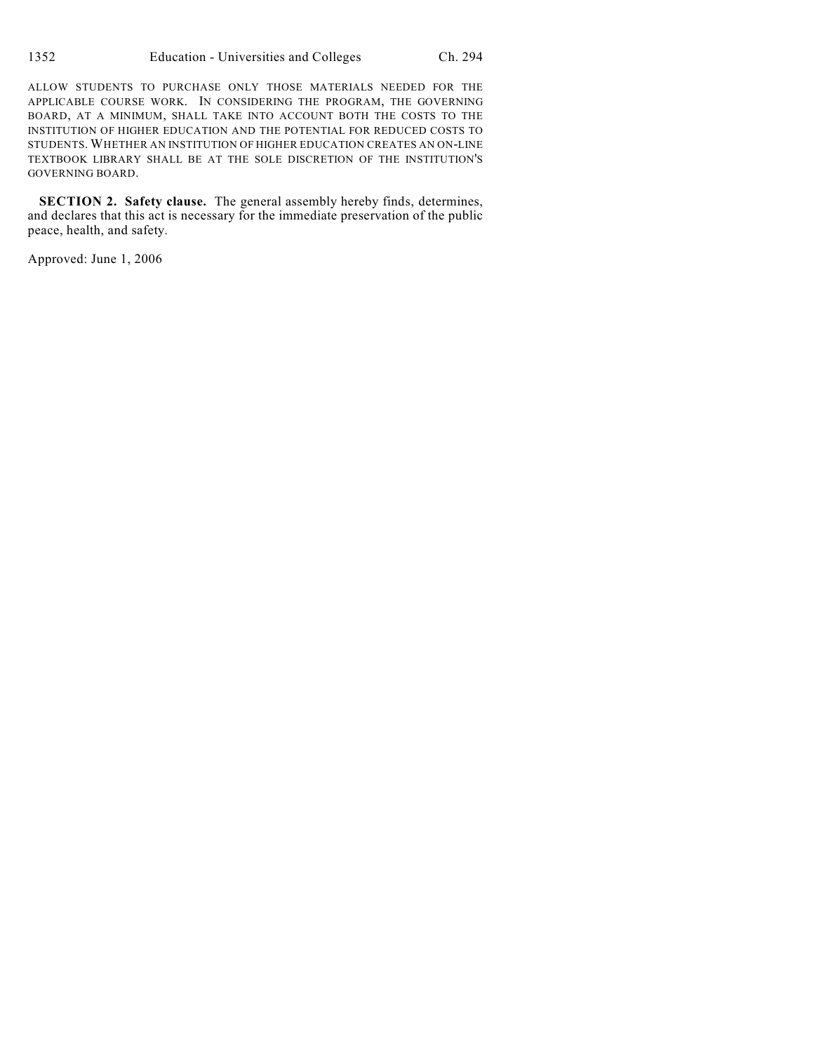ALLOW STUDENTS TO PURCHASE ONLY THOSE MATERIALS NEEDED FOR THE APPLICABLE COURSE WORK. IN CONSIDERING THE PROGRAM, THE GOVERNING BOARD, AT A MINIMUM, SHALL TAKE INTO ACCOUNT BOTH THE COSTS TO THE INSTITUTION OF HIGHER EDUCATION AND THE POTENTIAL FOR REDUCED COSTS TO STUDENTS. WHETHER AN INSTITUTION OF HIGHER EDUCATION CREATES AN ON-LINE TEXTBOOK LIBRARY SHALL BE AT THE SOLE DISCRETION OF THE INSTITUTION'S GOVERNING BOARD.

**SECTION 2. Safety clause.** The general assembly hereby finds, determines, and declares that this act is necessary for the immediate preservation of the public peace, health, and safety.

Approved: June 1, 2006